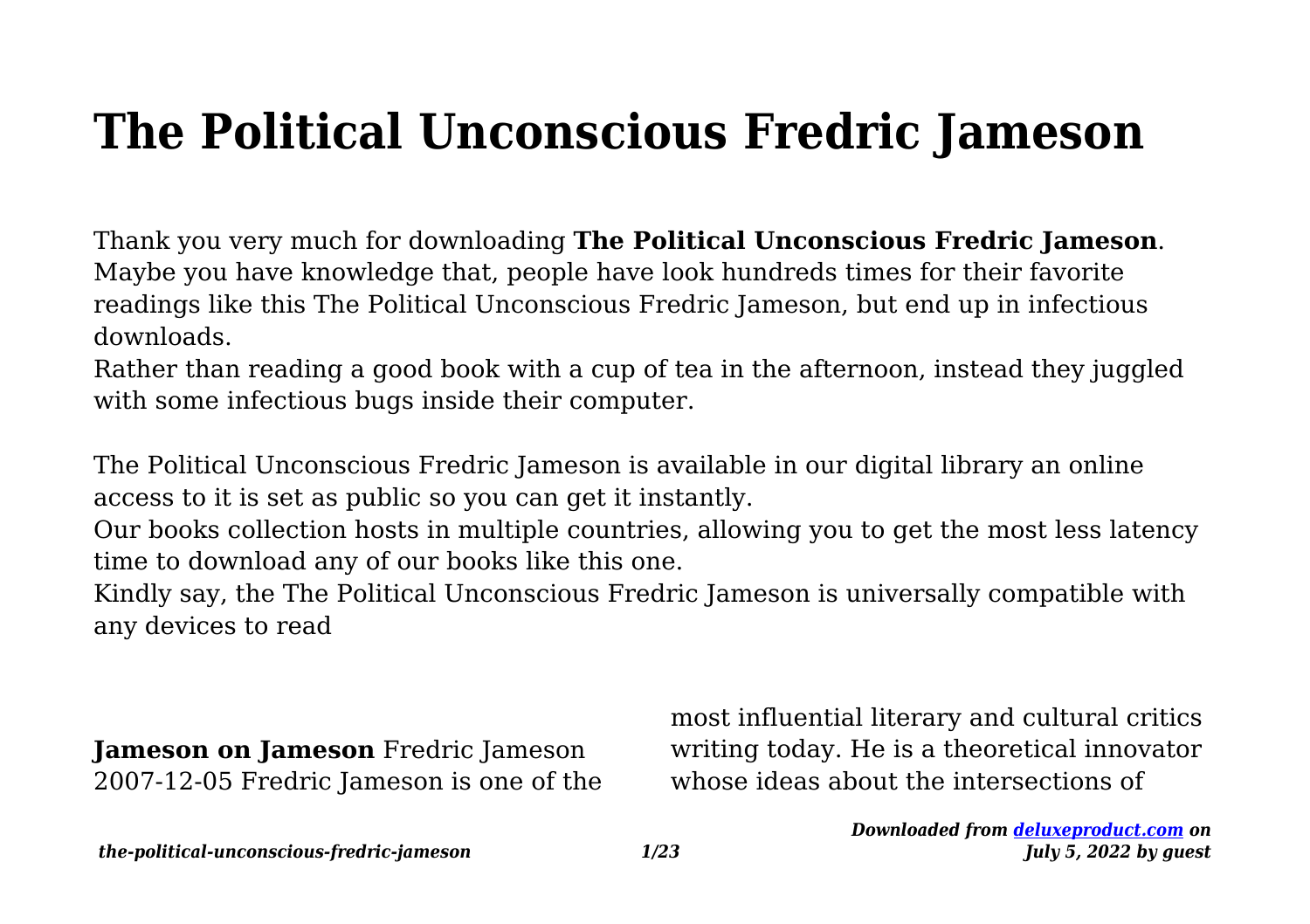# The Political Unconscious Fredric Jameson

Thank you very much for downloading **The Political Unconscious Fredric Jameson**. Maybe you have knowledge that, people have look hundreds times for their favorite readings like this The Political Unconscious Fredric Jameson, but end up in infectious downloads.

Rather than reading a good book with a cup of tea in the afternoon, instead they juggled with some infectious bugs inside their computer.

The Political Unconscious Fredric Jameson is available in our digital library an online access to it is set as public so you can get it instantly.

Our books collection hosts in multiple countries, allowing you to get the most less latency time to download any of our books like this one.

Kindly say, the The Political Unconscious Fredric Jameson is universally compatible with any devices to read

**Jameson on Jameson** Fredric Jameson 2007-12-05 Fredric Jameson is one of the most influential literary and cultural critics writing today. He is a theoretical innovator whose ideas about the intersections of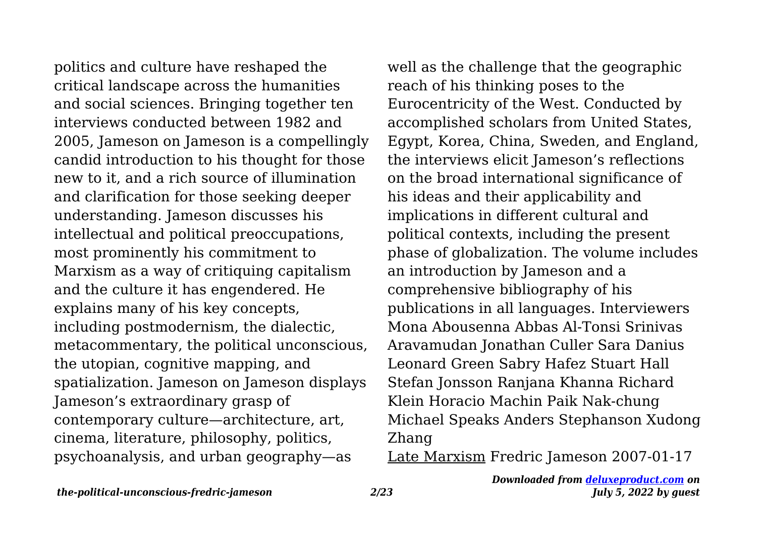politics and culture have reshaped the critical landscape across the humanities and social sciences. Bringing together ten interviews conducted between 1982 and 2005, Jameson on Jameson is a compellingly candid introduction to his thought for those new to it, and a rich source of illumination and clarification for those seeking deeper understanding. Jameson discusses his intellectual and political preoccupations, most prominently his commitment to Marxism as a way of critiquing capitalism and the culture it has engendered. He explains many of his key concepts, including postmodernism, the dialectic, metacommentary, the political unconscious, the utopian, cognitive mapping, and spatialization. Jameson on Jameson displays Jameson's extraordinary grasp of contemporary culture—architecture, art, cinema, literature, philosophy, politics, psychoanalysis, and urban geography—as well as the challenge that the geographic reach of his thinking poses to the Eurocentricity of the West. Conducted by accomplished scholars from United States, Egypt, Korea, China, Sweden, and England, the interviews elicit Jameson's reflections on the broad international significance of his ideas and their applicability and implications in different cultural and political contexts, including the present phase of globalization. The volume includes an introduction by Jameson and a comprehensive bibliography of his publications in all languages. Interviewers Mona Abousenna Abbas Al-Tonsi Srinivas Aravamudan Jonathan Culler Sara Danius Leonard Green Sabry Hafez Stuart Hall Stefan Jonsson Ranjana Khanna Richard Klein Horacio Machin Paik Nak-chung Michael Speaks Anders Stephanson Xudong Zhang

Late Marxism Fredric Jameson 2007-01-17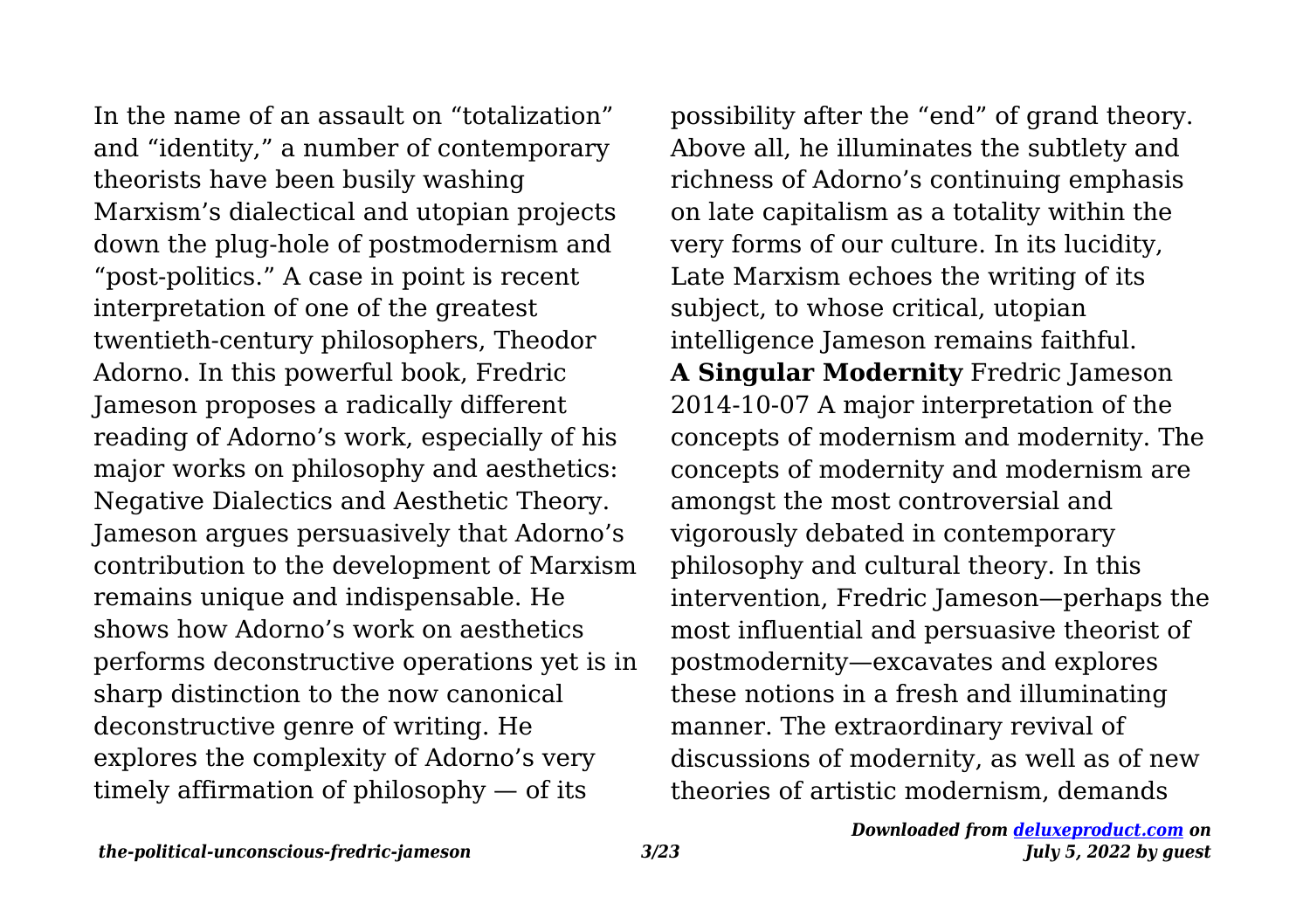In the name of an assault on "totalization" and "identity," a number of contemporary theorists have been busily washing Marxism's dialectical and utopian projects down the plug-hole of postmodernism and "post-politics." A case in point is recent interpretation of one of the greatest twentieth-century philosophers, Theodor Adorno. In this powerful book, Fredric Jameson proposes a radically different reading of Adorno's work, especially of his major works on philosophy and aesthetics: Negative Dialectics and Aesthetic Theory. Jameson argues persuasively that Adorno's contribution to the development of Marxism remains unique and indispensable. He shows how Adorno's work on aesthetics performs deconstructive operations yet is in sharp distinction to the now canonical deconstructive genre of writing. He explores the complexity of Adorno's very timely affirmation of philosophy — of its possibility after the "end" of grand theory. Above all, he illuminates the subtlety and richness of Adorno's continuing emphasis on late capitalism as a totality within the very forms of our culture. In its lucidity, Late Marxism echoes the writing of its subject, to whose critical, utopian intelligence Jameson remains faithful.

**A Singular Modernity** Fredric Jameson 2014-10-07 A major interpretation of the concepts of modernism and modernity. The concepts of modernity and modernism are amongst the most controversial and vigorously debated in contemporary philosophy and cultural theory. In this intervention, Fredric Jameson—perhaps the most influential and persuasive theorist of postmodernity—excavates and explores these notions in a fresh and illuminating manner. The extraordinary revival of discussions of modernity, as well as of new theories of artistic modernism, demands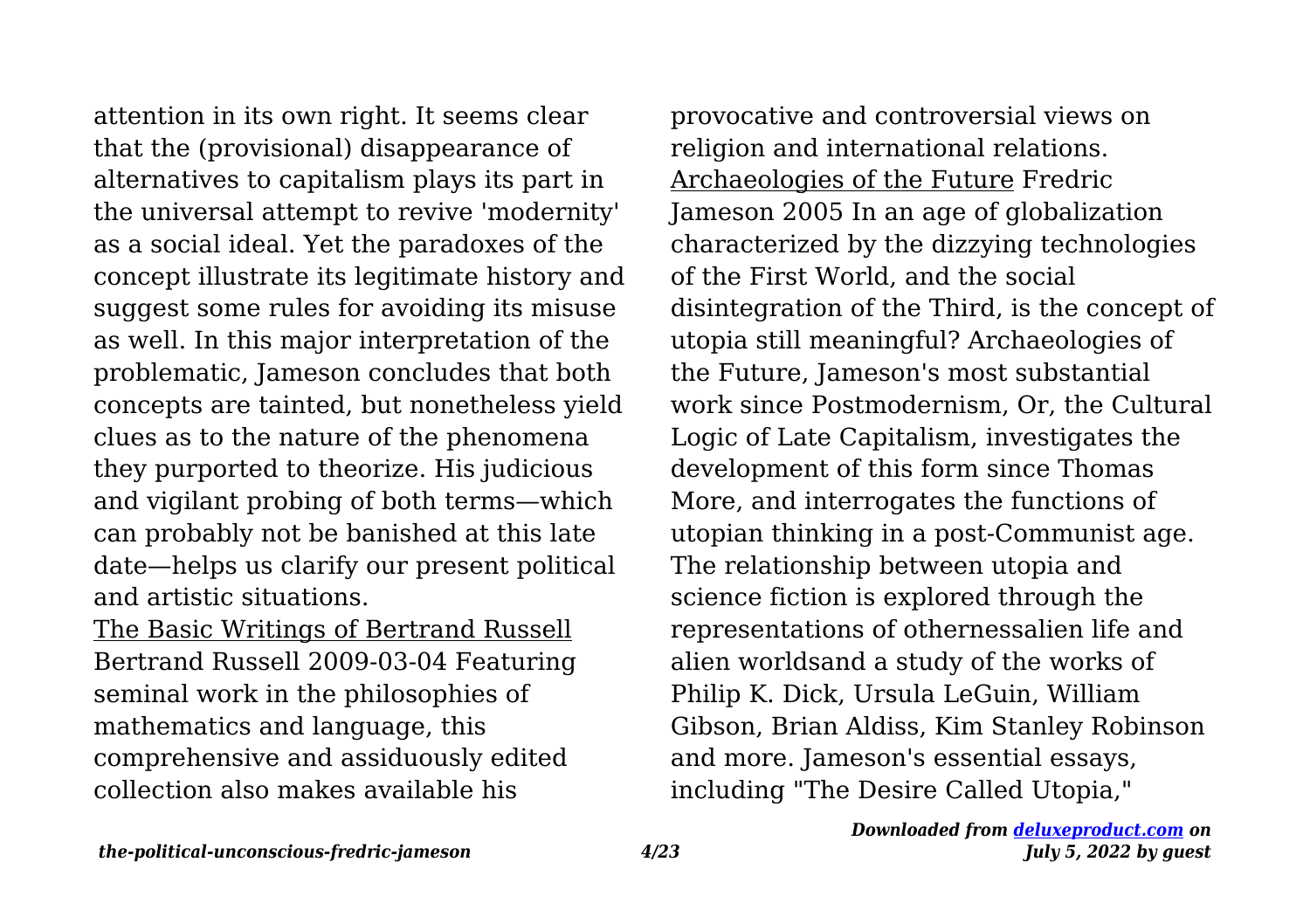attention in its own right. It seems clear that the (provisional) disappearance of alternatives to capitalism plays its part in the universal attempt to revive 'modernity' as a social ideal. Yet the paradoxes of the concept illustrate its legitimate history and suggest some rules for avoiding its misuse as well. In this major interpretation of the problematic, Jameson concludes that both concepts are tainted, but nonetheless yield clues as to the nature of the phenomena they purported to theorize. His judicious and vigilant probing of both terms—which can probably not be banished at this late date—helps us clarify our present political and artistic situations.

The Basic Writings of Bertrand Russell Bertrand Russell 2009-03-04 Featuring seminal work in the philosophies of mathematics and language, this comprehensive and assiduously edited collection also makes available his provocative and controversial views on religion and international relations.

Archaeologies of the Future Fredric Jameson 2005 In an age of globalization characterized by the dizzying technologies of the First World, and the social disintegration of the Third, is the concept of utopia still meaningful? Archaeologies of the Future, Jameson's most substantial work since Postmodernism, Or, the Cultural Logic of Late Capitalism, investigates the development of this form since Thomas More, and interrogates the functions of utopian thinking in a post-Communist age. The relationship between utopia and science fiction is explored through the representations of othernessalien life and alien worldsand a study of the works of Philip K. Dick, Ursula LeGuin, William Gibson, Brian Aldiss, Kim Stanley Robinson and more. Jameson's essential essays, including "The Desire Called Utopia,"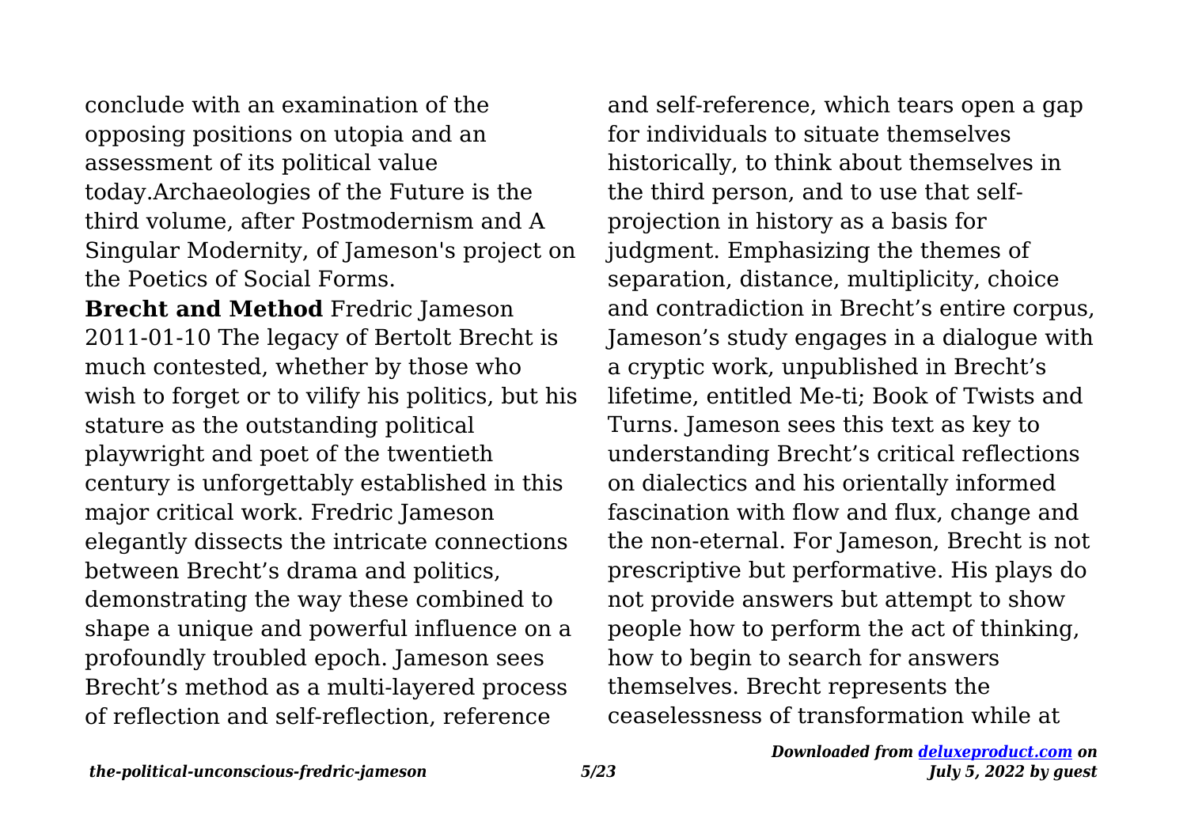conclude with an examination of the opposing positions on utopia and an assessment of its political value today.Archaeologies of the Future is the third volume, after Postmodernism and A Singular Modernity, of Jameson's project on the Poetics of Social Forms.

**Brecht and Method** Fredric Jameson 2011-01-10 The legacy of Bertolt Brecht is much contested, whether by those who wish to forget or to vilify his politics, but his stature as the outstanding political playwright and poet of the twentieth century is unforgettably established in this major critical work. Fredric Jameson elegantly dissects the intricate connections between Brecht's drama and politics, demonstrating the way these combined to shape a unique and powerful influence on a profoundly troubled epoch. Jameson sees Brecht's method as a multi-layered process of reflection and self-reflection, reference and self-reference, which tears open a gap for individuals to situate themselves historically, to think about themselves in the third person, and to use that self-projection in history as a basis for judgment. Emphasizing the themes of separation, distance, multiplicity, choice and contradiction in Brecht's entire corpus, Jameson's study engages in a dialogue with a cryptic work, unpublished in Brecht's lifetime, entitled Me-ti; Book of Twists and Turns. Jameson sees this text as key to understanding Brecht's critical reflections on dialectics and his orientally informed fascination with flow and flux, change and the non-eternal. For Jameson, Brecht is not prescriptive but performative. His plays do not provide answers but attempt to show people how to perform the act of thinking, how to begin to search for answers themselves. Brecht represents the ceaselessness of transformation while at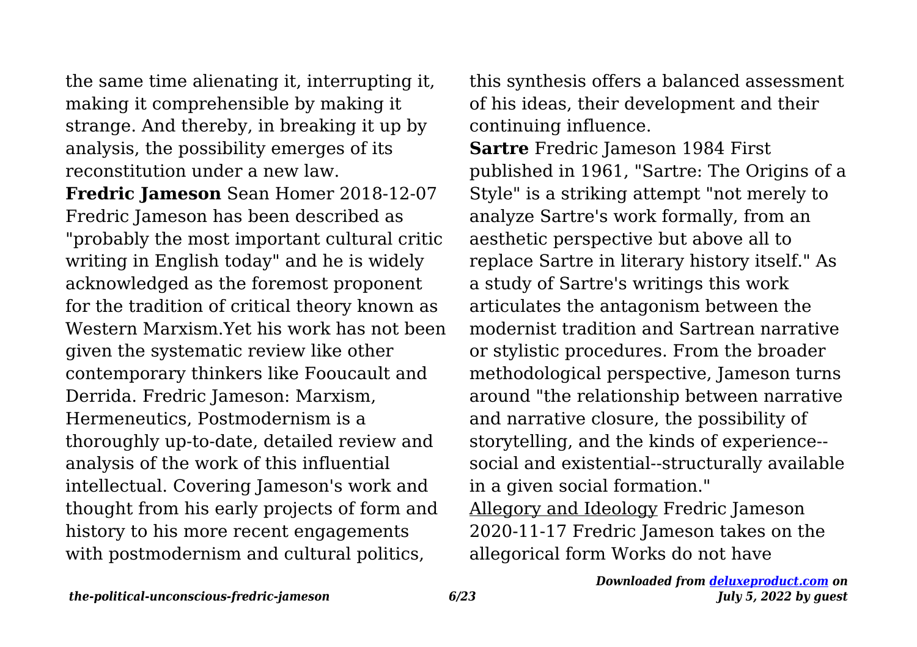the same time alienating it, interrupting it, making it comprehensible by making it strange. And thereby, in breaking it up by analysis, the possibility emerges of its reconstitution under a new law.

**Fredric Jameson** Sean Homer 2018-12-07 Fredric Jameson has been described as "probably the most important cultural critic writing in English today" and he is widely acknowledged as the foremost proponent for the tradition of critical theory known as Western Marxism.Yet his work has not been given the systematic review like other contemporary thinkers like Fooucault and Derrida. Fredric Jameson: Marxism, Hermeneutics, Postmodernism is a thoroughly up-to-date, detailed review and analysis of the work of this influential intellectual. Covering Jameson's work and thought from his early projects of form and history to his more recent engagements with postmodernism and cultural politics, this synthesis offers a balanced assessment of his ideas, their development and their continuing influence.

**Sartre** Fredric Jameson 1984 First published in 1961, "Sartre: The Origins of a Style" is a striking attempt "not merely to analyze Sartre's work formally, from an aesthetic perspective but above all to replace Sartre in literary history itself." As a study of Sartre's writings this work articulates the antagonism between the modernist tradition and Sartrean narrative or stylistic procedures. From the broader methodological perspective, Jameson turns around "the relationship between narrative and narrative closure, the possibility of storytelling, and the kinds of experience--social and existential--structurally available in a given social formation."

Allegory and Ideology Fredric Jameson 2020-11-17 Fredric Jameson takes on the allegorical form Works do not have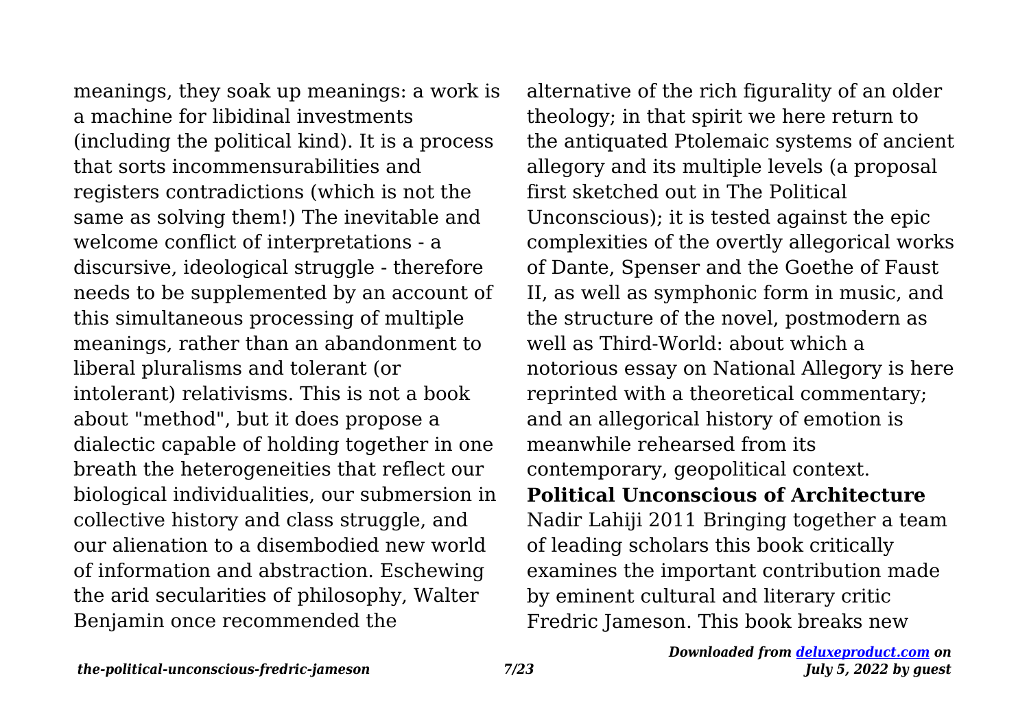meanings, they soak up meanings: a work is a machine for libidinal investments (including the political kind). It is a process that sorts incommensurabilities and registers contradictions (which is not the same as solving them!) The inevitable and welcome conflict of interpretations - a discursive, ideological struggle - therefore needs to be supplemented by an account of this simultaneous processing of multiple meanings, rather than an abandonment to liberal pluralisms and tolerant (or intolerant) relativisms. This is not a book about "method", but it does propose a dialectic capable of holding together in one breath the heterogeneities that reflect our biological individualities, our submersion in collective history and class struggle, and our alienation to a disembodied new world of information and abstraction. Eschewing the arid secularities of philosophy, Walter Benjamin once recommended the alternative of the rich figurality of an older theology; in that spirit we here return to the antiquated Ptolemaic systems of ancient allegory and its multiple levels (a proposal first sketched out in The Political Unconscious); it is tested against the epic complexities of the overtly allegorical works of Dante, Spenser and the Goethe of Faust II, as well as symphonic form in music, and the structure of the novel, postmodern as well as Third-World: about which a notorious essay on National Allegory is here reprinted with a theoretical commentary; and an allegorical history of emotion is meanwhile rehearsed from its contemporary, geopolitical context.

**Political Unconscious of Architecture**

Nadir Lahiji 2011 Bringing together a team of leading scholars this book critically examines the important contribution made by eminent cultural and literary critic Fredric Jameson. This book breaks new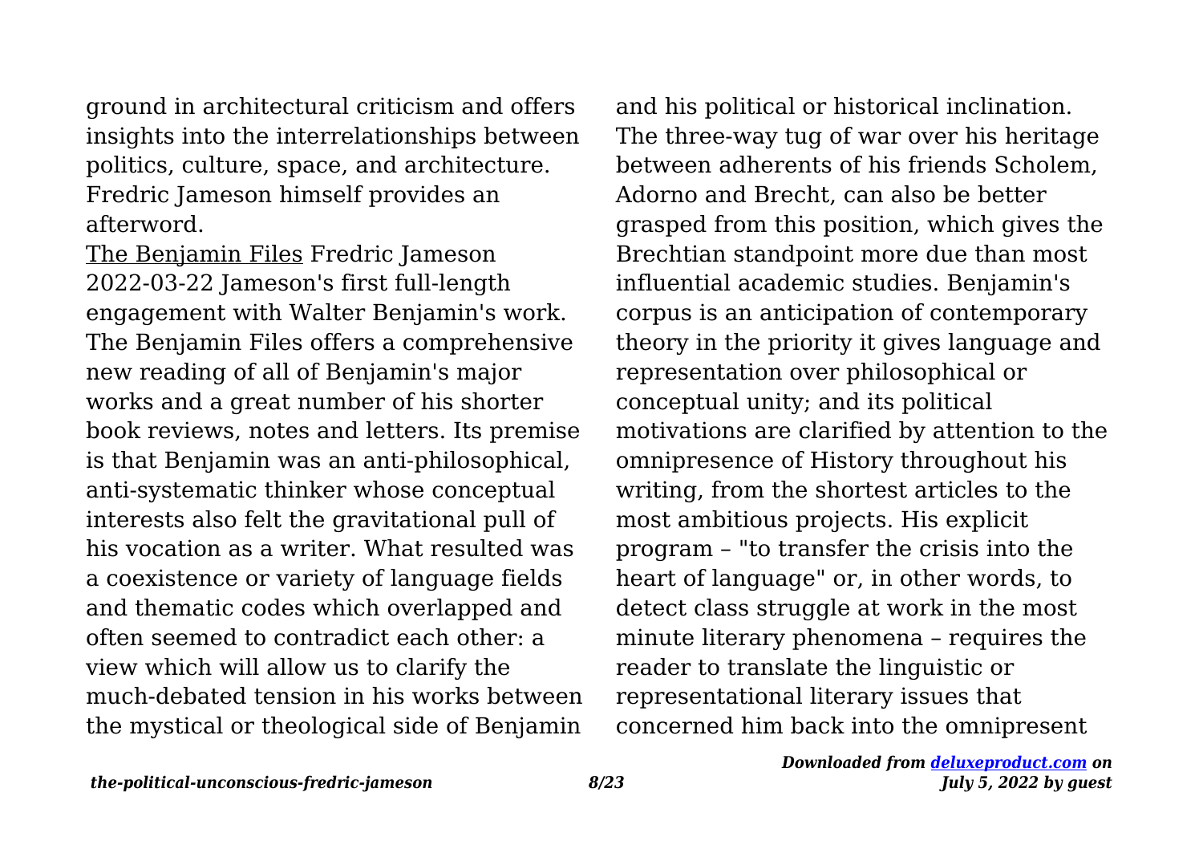ground in architectural criticism and offers insights into the interrelationships between politics, culture, space, and architecture. Fredric Jameson himself provides an afterword.

The Benjamin Files Fredric Jameson 2022-03-22 Jameson's first full-length engagement with Walter Benjamin's work. The Benjamin Files offers a comprehensive new reading of all of Benjamin's major works and a great number of his shorter book reviews, notes and letters. Its premise is that Benjamin was an anti-philosophical, anti-systematic thinker whose conceptual interests also felt the gravitational pull of his vocation as a writer. What resulted was a coexistence or variety of language fields and thematic codes which overlapped and often seemed to contradict each other: a view which will allow us to clarify the much-debated tension in his works between the mystical or theological side of Benjamin and his political or historical inclination. The three-way tug of war over his heritage between adherents of his friends Scholem, Adorno and Brecht, can also be better grasped from this position, which gives the Brechtian standpoint more due than most influential academic studies. Benjamin's corpus is an anticipation of contemporary theory in the priority it gives language and representation over philosophical or conceptual unity; and its political motivations are clarified by attention to the omnipresence of History throughout his writing, from the shortest articles to the most ambitious projects. His explicit program – "to transfer the crisis into the heart of language" or, in other words, to detect class struggle at work in the most minute literary phenomena – requires the reader to translate the linguistic or representational literary issues that concerned him back into the omnipresent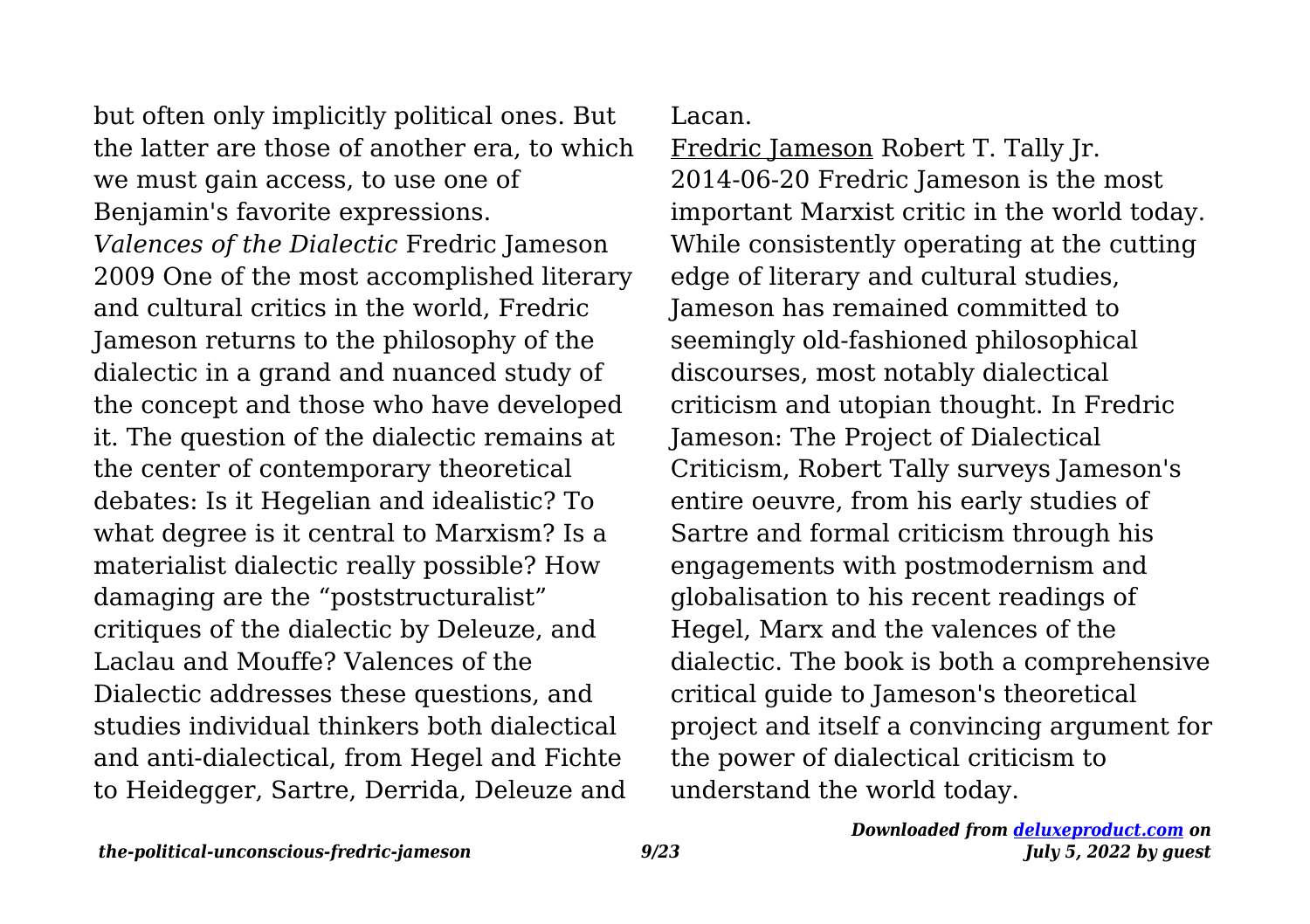but often only implicitly political ones. But the latter are those of another era, to which we must gain access, to use one of Benjamin's favorite expressions.

*Valences of the Dialectic* Fredric Jameson 2009 One of the most accomplished literary and cultural critics in the world, Fredric Jameson returns to the philosophy of the dialectic in a grand and nuanced study of the concept and those who have developed it. The question of the dialectic remains at the center of contemporary theoretical debates: Is it Hegelian and idealistic? To what degree is it central to Marxism? Is a materialist dialectic really possible? How damaging are the "poststructuralist" critiques of the dialectic by Deleuze, and Laclau and Mouffe? Valences of the Dialectic addresses these questions, and studies individual thinkers both dialectical and anti-dialectical, from Hegel and Fichte to Heidegger, Sartre, Derrida, Deleuze and Lacan.

Fredric Jameson Robert T. Tally Jr. 2014-06-20 Fredric Jameson is the most important Marxist critic in the world today. While consistently operating at the cutting edge of literary and cultural studies, Jameson has remained committed to seemingly old-fashioned philosophical discourses, most notably dialectical criticism and utopian thought. In Fredric Jameson: The Project of Dialectical Criticism, Robert Tally surveys Jameson's entire oeuvre, from his early studies of Sartre and formal criticism through his engagements with postmodernism and globalisation to his recent readings of Hegel, Marx and the valences of the dialectic. The book is both a comprehensive critical guide to Jameson's theoretical project and itself a convincing argument for the power of dialectical criticism to understand the world today.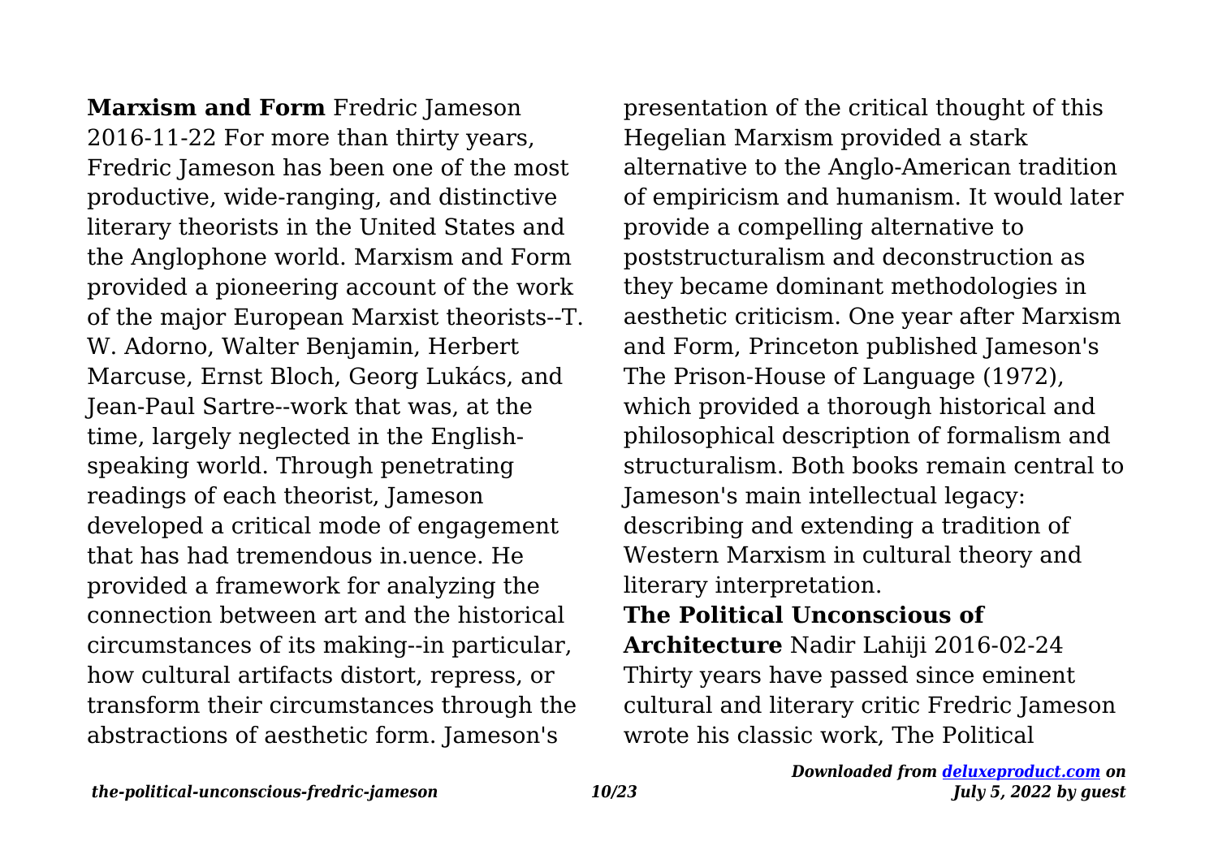**Marxism and Form** Fredric Jameson 2016-11-22 For more than thirty years, Fredric Jameson has been one of the most productive, wide-ranging, and distinctive literary theorists in the United States and the Anglophone world. Marxism and Form provided a pioneering account of the work of the major European Marxist theorists--T. W. Adorno, Walter Benjamin, Herbert Marcuse, Ernst Bloch, Georg Lukács, and Jean-Paul Sartre--work that was, at the time, largely neglected in the English-speaking world. Through penetrating readings of each theorist, Jameson developed a critical mode of engagement that has had tremendous in.uence. He provided a framework for analyzing the connection between art and the historical circumstances of its making--in particular, how cultural artifacts distort, repress, or transform their circumstances through the abstractions of aesthetic form. Jameson's presentation of the critical thought of this Hegelian Marxism provided a stark alternative to the Anglo-American tradition of empiricism and humanism. It would later provide a compelling alternative to poststructuralism and deconstruction as they became dominant methodologies in aesthetic criticism. One year after Marxism and Form, Princeton published Jameson's The Prison-House of Language (1972), which provided a thorough historical and philosophical description of formalism and structuralism. Both books remain central to Jameson's main intellectual legacy: describing and extending a tradition of Western Marxism in cultural theory and literary interpretation.

**The Political Unconscious of Architecture** Nadir Lahiji 2016-02-24 Thirty years have passed since eminent cultural and literary critic Fredric Jameson wrote his classic work, The Political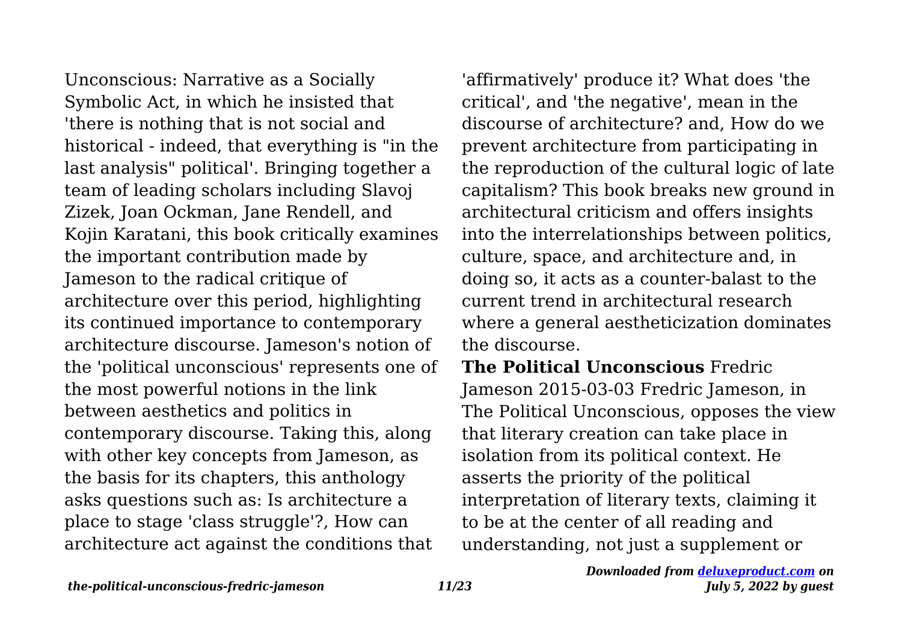Unconscious: Narrative as a Socially Symbolic Act, in which he insisted that 'there is nothing that is not social and historical - indeed, that everything is "in the last analysis" political'. Bringing together a team of leading scholars including Slavoj Zizek, Joan Ockman, Jane Rendell, and Kojin Karatani, this book critically examines the important contribution made by Jameson to the radical critique of architecture over this period, highlighting its continued importance to contemporary architecture discourse. Jameson's notion of the 'political unconscious' represents one of the most powerful notions in the link between aesthetics and politics in contemporary discourse. Taking this, along with other key concepts from Jameson, as the basis for its chapters, this anthology asks questions such as: Is architecture a place to stage 'class struggle'?, How can architecture act against the conditions that 'affirmatively' produce it? What does 'the critical', and 'the negative', mean in the discourse of architecture? and, How do we prevent architecture from participating in the reproduction of the cultural logic of late capitalism? This book breaks new ground in architectural criticism and offers insights into the interrelationships between politics, culture, space, and architecture and, in doing so, it acts as a counter-balast to the current trend in architectural research where a general aestheticization dominates the discourse.

**The Political Unconscious** Fredric Jameson 2015-03-03 Fredric Jameson, in The Political Unconscious, opposes the view that literary creation can take place in isolation from its political context. He asserts the priority of the political interpretation of literary texts, claiming it to be at the center of all reading and understanding, not just a supplement or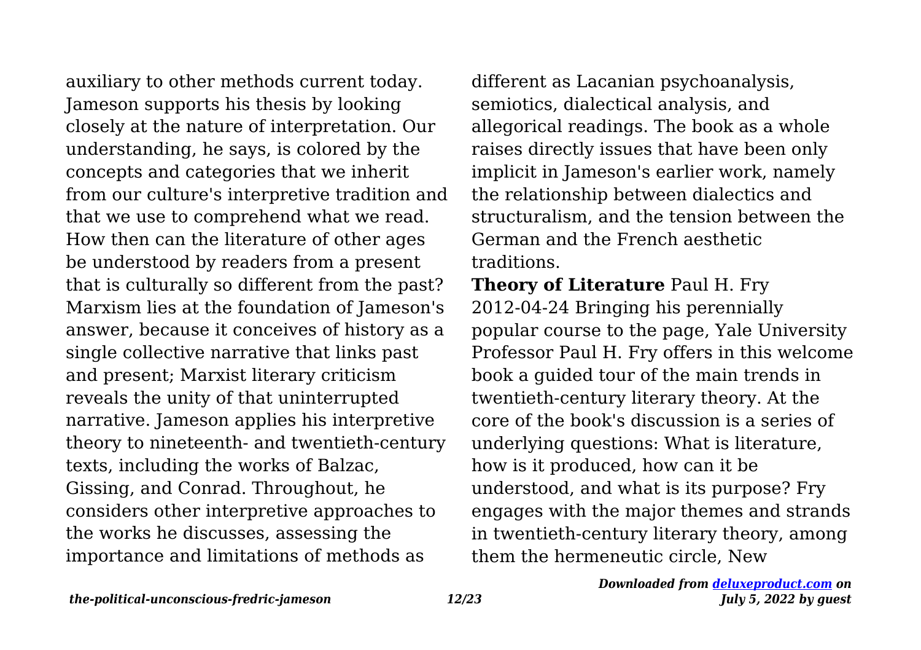auxiliary to other methods current today. Jameson supports his thesis by looking closely at the nature of interpretation. Our understanding, he says, is colored by the concepts and categories that we inherit from our culture's interpretive tradition and that we use to comprehend what we read. How then can the literature of other ages be understood by readers from a present that is culturally so different from the past? Marxism lies at the foundation of Jameson's answer, because it conceives of history as a single collective narrative that links past and present; Marxist literary criticism reveals the unity of that uninterrupted narrative. Jameson applies his interpretive theory to nineteenth- and twentieth-century texts, including the works of Balzac, Gissing, and Conrad. Throughout, he considers other interpretive approaches to the works he discusses, assessing the importance and limitations of methods as different as Lacanian psychoanalysis, semiotics, dialectical analysis, and allegorical readings. The book as a whole raises directly issues that have been only implicit in Jameson's earlier work, namely the relationship between dialectics and structuralism, and the tension between the German and the French aesthetic traditions.

**Theory of Literature** Paul H. Fry 2012-04-24 Bringing his perennially popular course to the page, Yale University Professor Paul H. Fry offers in this welcome book a guided tour of the main trends in twentieth-century literary theory. At the core of the book's discussion is a series of underlying questions: What is literature, how is it produced, how can it be understood, and what is its purpose? Fry engages with the major themes and strands in twentieth-century literary theory, among them the hermeneutic circle, New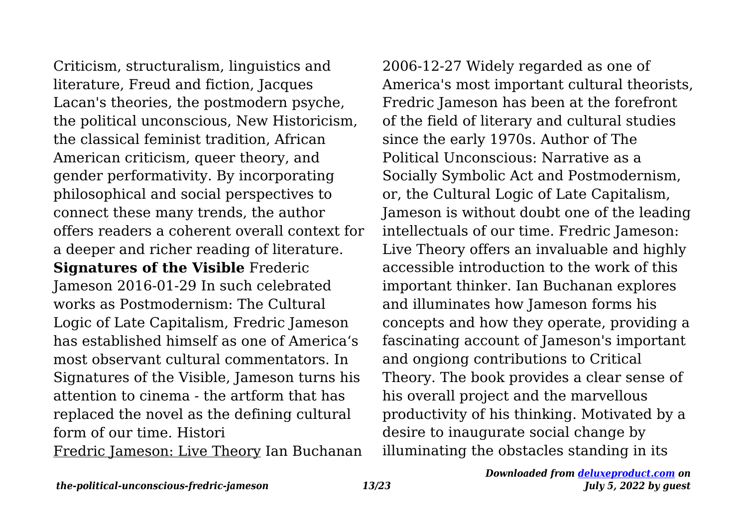Criticism, structuralism, linguistics and literature, Freud and fiction, Jacques Lacan's theories, the postmodern psyche, the political unconscious, New Historicism, the classical feminist tradition, African American criticism, queer theory, and gender performativity. By incorporating philosophical and social perspectives to connect these many trends, the author offers readers a coherent overall context for a deeper and richer reading of literature.

**Signatures of the Visible** Frederic Jameson 2016-01-29 In such celebrated works as Postmodernism: The Cultural Logic of Late Capitalism, Fredric Jameson has established himself as one of America's most observant cultural commentators. In Signatures of the Visible, Jameson turns his attention to cinema - the artform that has replaced the novel as the defining cultural form of our time. Histori

Fredric Jameson: Live Theory Ian Buchanan 2006-12-27 Widely regarded as one of America's most important cultural theorists, Fredric Jameson has been at the forefront of the field of literary and cultural studies since the early 1970s. Author of The Political Unconscious: Narrative as a Socially Symbolic Act and Postmodernism, or, the Cultural Logic of Late Capitalism, Jameson is without doubt one of the leading intellectuals of our time. Fredric Jameson: Live Theory offers an invaluable and highly accessible introduction to the work of this important thinker. Ian Buchanan explores and illuminates how Jameson forms his concepts and how they operate, providing a fascinating account of Jameson's important and ongiong contributions to Critical Theory. The book provides a clear sense of his overall project and the marvellous productivity of his thinking. Motivated by a desire to inaugurate social change by illuminating the obstacles standing in its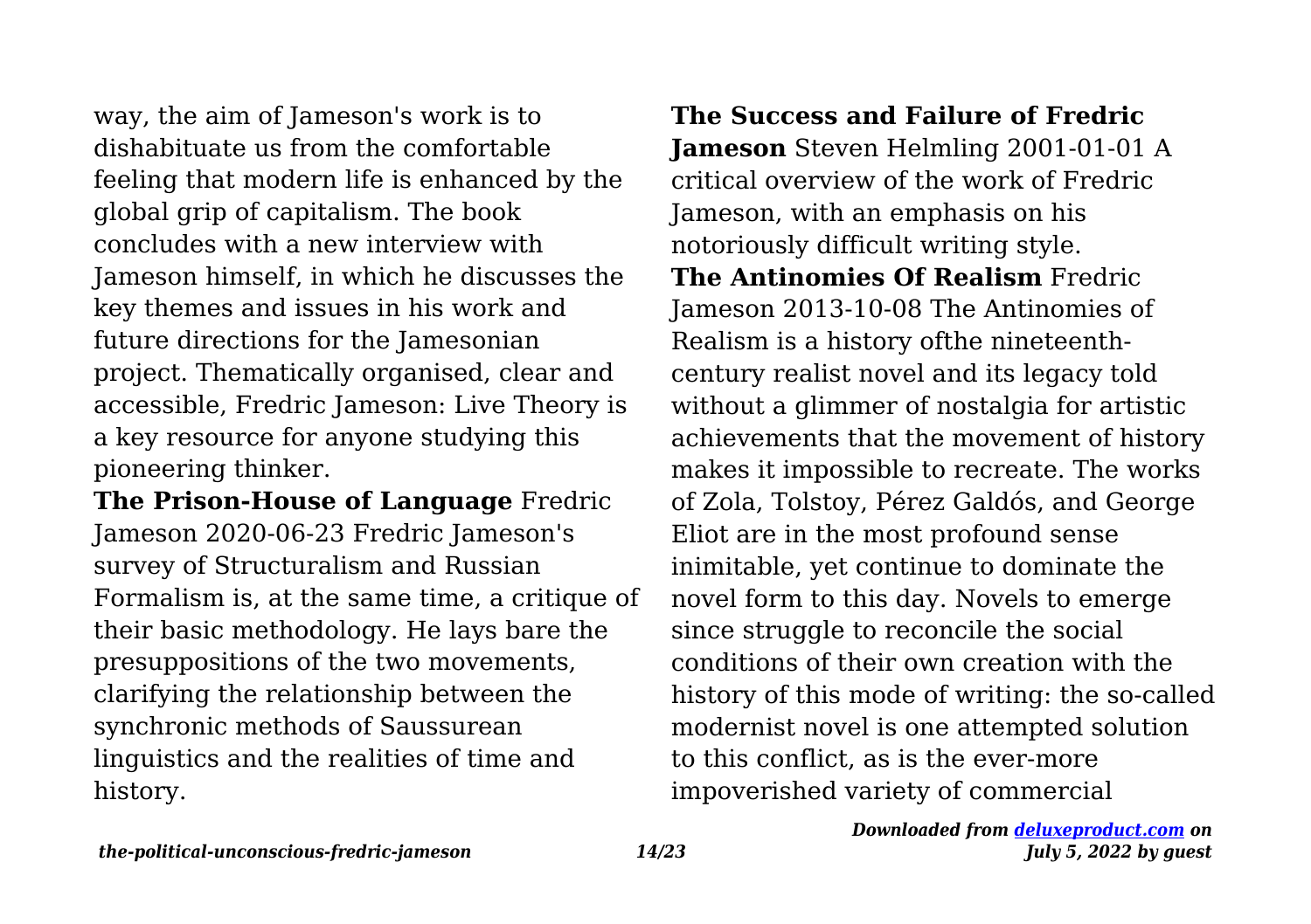way, the aim of Jameson's work is to dishabituate us from the comfortable feeling that modern life is enhanced by the global grip of capitalism. The book concludes with a new interview with Jameson himself, in which he discusses the key themes and issues in his work and future directions for the Jamesonian project. Thematically organised, clear and accessible, Fredric Jameson: Live Theory is a key resource for anyone studying this pioneering thinker.

**The Prison-House of Language** Fredric Jameson 2020-06-23 Fredric Jameson's survey of Structuralism and Russian Formalism is, at the same time, a critique of their basic methodology. He lays bare the presuppositions of the two movements, clarifying the relationship between the synchronic methods of Saussurean linguistics and the realities of time and history.

**The Success and Failure of Fredric Jameson** Steven Helmling 2001-01-01 A critical overview of the work of Fredric Jameson, with an emphasis on his notoriously difficult writing style.

**The Antinomies Of Realism** Fredric Jameson 2013-10-08 The Antinomies of Realism is a history ofthe nineteenth-century realist novel and its legacy told without a glimmer of nostalgia for artistic achievements that the movement of history makes it impossible to recreate. The works of Zola, Tolstoy, Pérez Galdós, and George Eliot are in the most profound sense inimitable, yet continue to dominate the novel form to this day. Novels to emerge since struggle to reconcile the social conditions of their own creation with the history of this mode of writing: the so-called modernist novel is one attempted solution to this conflict, as is the ever-more impoverished variety of commercial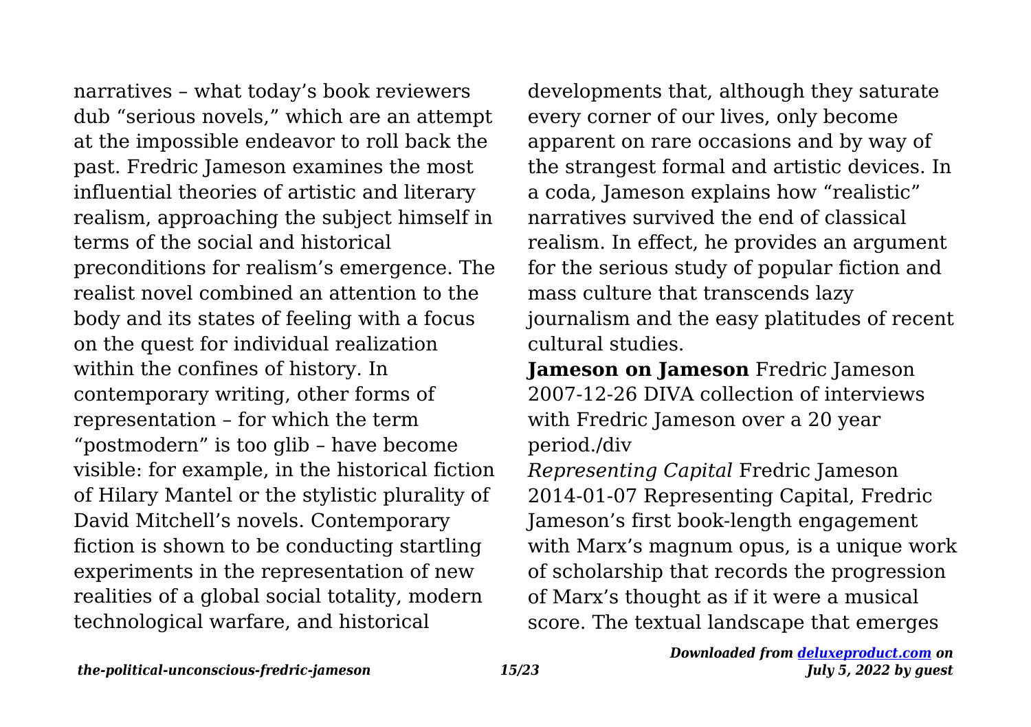narratives – what today's book reviewers dub "serious novels," which are an attempt at the impossible endeavor to roll back the past. Fredric Jameson examines the most influential theories of artistic and literary realism, approaching the subject himself in terms of the social and historical preconditions for realism's emergence. The realist novel combined an attention to the body and its states of feeling with a focus on the quest for individual realization within the confines of history. In contemporary writing, other forms of representation – for which the term "postmodern" is too glib – have become visible: for example, in the historical fiction of Hilary Mantel or the stylistic plurality of David Mitchell's novels. Contemporary fiction is shown to be conducting startling experiments in the representation of new realities of a global social totality, modern technological warfare, and historical developments that, although they saturate every corner of our lives, only become apparent on rare occasions and by way of the strangest formal and artistic devices. In a coda, Jameson explains how "realistic" narratives survived the end of classical realism. In effect, he provides an argument for the serious study of popular fiction and mass culture that transcends lazy journalism and the easy platitudes of recent cultural studies.

**Jameson on Jameson** Fredric Jameson 2007-12-26 DIVA collection of interviews with Fredric Jameson over a 20 year period./div

*Representing Capital* Fredric Jameson 2014-01-07 Representing Capital, Fredric Jameson's first book-length engagement with Marx's magnum opus, is a unique work of scholarship that records the progression of Marx's thought as if it were a musical score. The textual landscape that emerges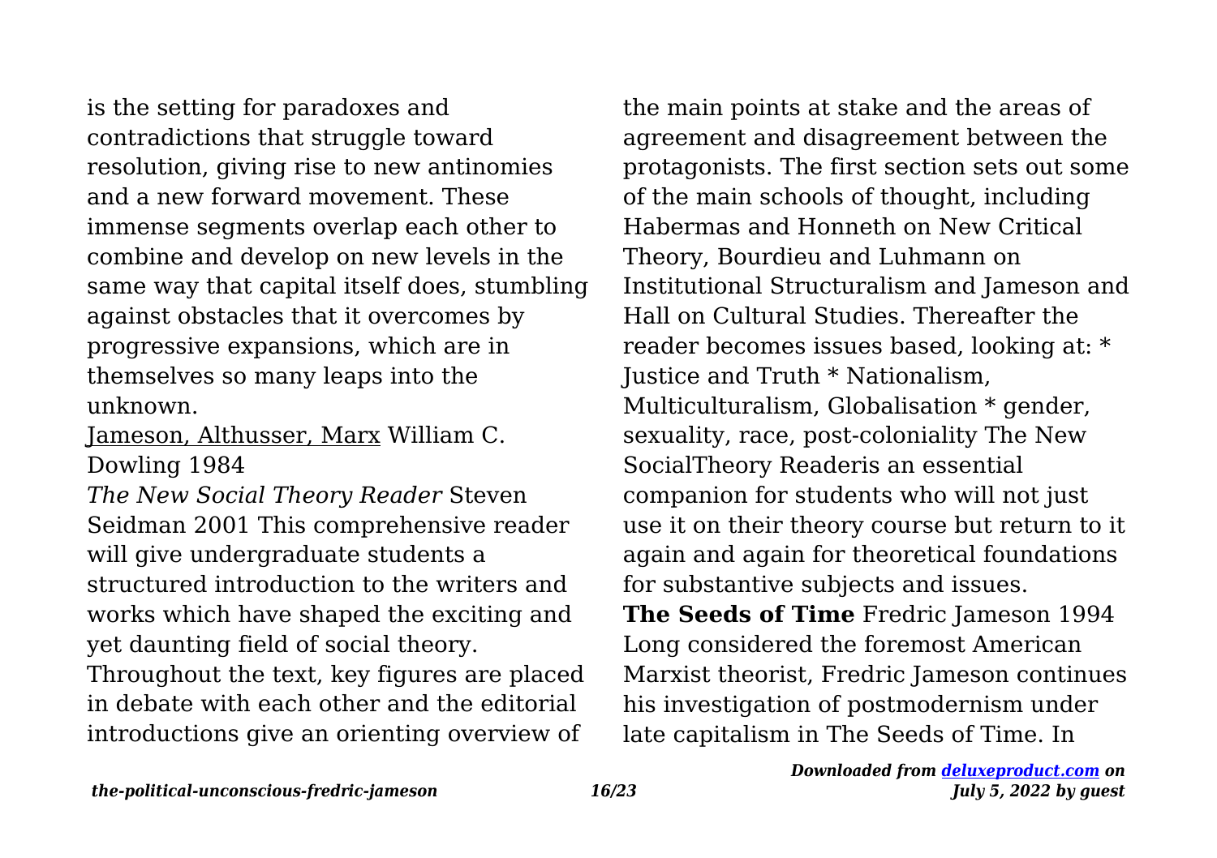is the setting for paradoxes and contradictions that struggle toward resolution, giving rise to new antinomies and a new forward movement. These immense segments overlap each other to combine and develop on new levels in the same way that capital itself does, stumbling against obstacles that it overcomes by progressive expansions, which are in themselves so many leaps into the unknown.

Jameson, Althusser, Marx William C. Dowling 1984

*The New Social Theory Reader* Steven Seidman 2001 This comprehensive reader will give undergraduate students a structured introduction to the writers and works which have shaped the exciting and yet daunting field of social theory. Throughout the text, key figures are placed in debate with each other and the editorial introductions give an orienting overview of the main points at stake and the areas of agreement and disagreement between the protagonists. The first section sets out some of the main schools of thought, including Habermas and Honneth on New Critical Theory, Bourdieu and Luhmann on Institutional Structuralism and Jameson and Hall on Cultural Studies. Thereafter the reader becomes issues based, looking at: * Justice and Truth * Nationalism, Multiculturalism, Globalisation * gender, sexuality, race, post-coloniality The New SocialTheory Readeris an essential companion for students who will not just use it on their theory course but return to it again and again for theoretical foundations for substantive subjects and issues.

**The Seeds of Time** Fredric Jameson 1994 Long considered the foremost American Marxist theorist, Fredric Jameson continues his investigation of postmodernism under late capitalism in The Seeds of Time. In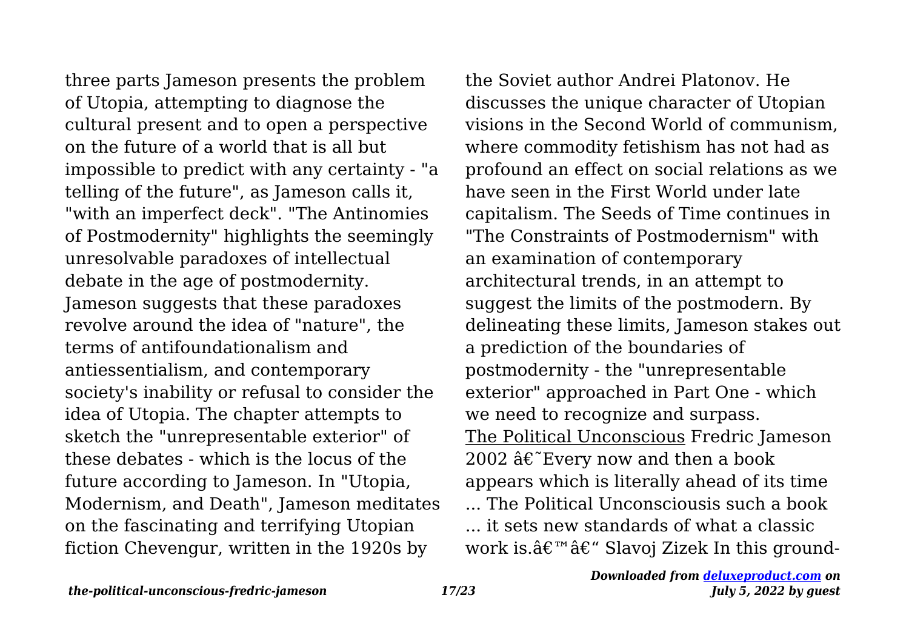three parts Jameson presents the problem of Utopia, attempting to diagnose the cultural present and to open a perspective on the future of a world that is all but impossible to predict with any certainty - "a telling of the future", as Jameson calls it, "with an imperfect deck". "The Antinomies of Postmodernity" highlights the seemingly unresolvable paradoxes of intellectual debate in the age of postmodernity. Jameson suggests that these paradoxes revolve around the idea of "nature", the terms of antifoundationalism and antiessentialism, and contemporary society's inability or refusal to consider the idea of Utopia. The chapter attempts to sketch the "unrepresentable exterior" of these debates - which is the locus of the future according to Jameson. In "Utopia, Modernism, and Death", Jameson meditates on the fascinating and terrifying Utopian fiction Chevengur, written in the 1920s by the Soviet author Andrei Platonov. He discusses the unique character of Utopian visions in the Second World of communism, where commodity fetishism has not had as profound an effect on social relations as we have seen in the First World under late capitalism. The Seeds of Time continues in "The Constraints of Postmodernism" with an examination of contemporary architectural trends, in an attempt to suggest the limits of the postmodern. By delineating these limits, Jameson stakes out a prediction of the boundaries of postmodernity - the "unrepresentable exterior" approached in Part One - which we need to recognize and surpass.

The Political Unconscious Fredric Jameson 2002 â€˜Every now and then a book appears which is literally ahead of its time ... The Political Unconsciousis such a book ... it sets new standards of what a classic work is.â€™â€“ Slavoj Zizek In this ground-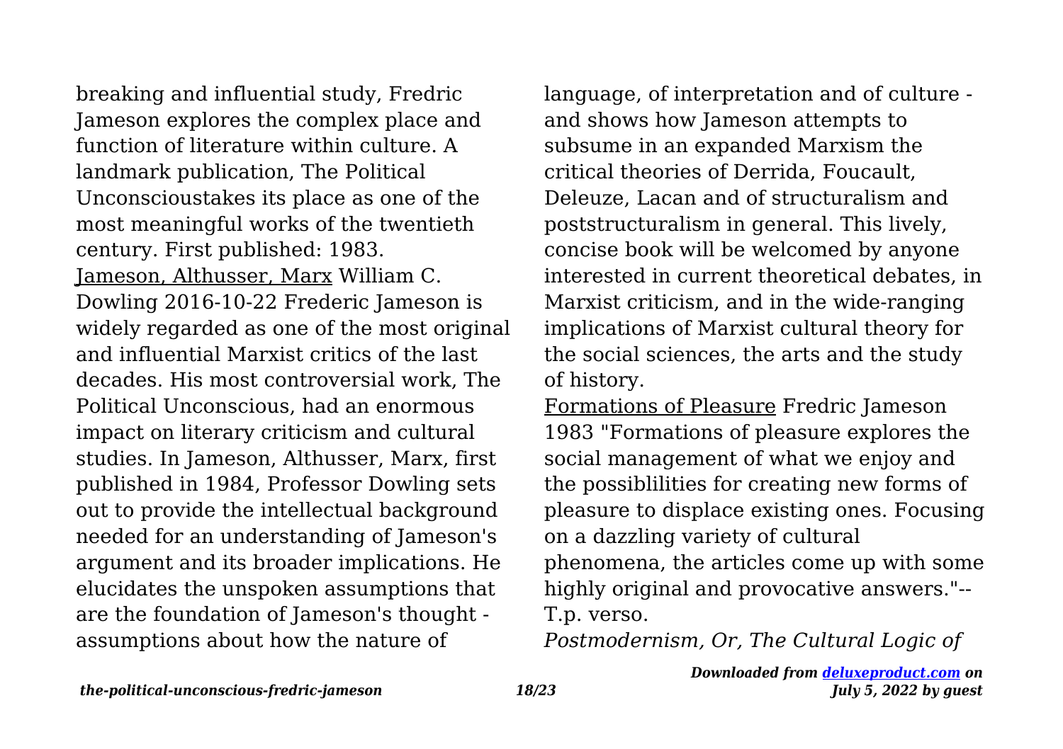breaking and influential study, Fredric Jameson explores the complex place and function of literature within culture. A landmark publication, The Political Unconscioustakes its place as one of the most meaningful works of the twentieth century. First published: 1983.

Jameson, Althusser, Marx William C. Dowling 2016-10-22 Frederic Jameson is widely regarded as one of the most original and influential Marxist critics of the last decades. His most controversial work, The Political Unconscious, had an enormous impact on literary criticism and cultural studies. In Jameson, Althusser, Marx, first published in 1984, Professor Dowling sets out to provide the intellectual background needed for an understanding of Jameson's argument and its broader implications. He elucidates the unspoken assumptions that are the foundation of Jameson's thought - assumptions about how the nature of language, of interpretation and of culture - and shows how Jameson attempts to subsume in an expanded Marxism the critical theories of Derrida, Foucault, Deleuze, Lacan and of structuralism and poststructuralism in general. This lively, concise book will be welcomed by anyone interested in current theoretical debates, in Marxist criticism, and in the wide-ranging implications of Marxist cultural theory for the social sciences, the arts and the study of history.

Formations of Pleasure Fredric Jameson 1983 "Formations of pleasure explores the social management of what we enjoy and the possiblilities for creating new forms of pleasure to displace existing ones. Focusing on a dazzling variety of cultural phenomena, the articles come up with some highly original and provocative answers."-- T.p. verso.

*Postmodernism, Or, The Cultural Logic of*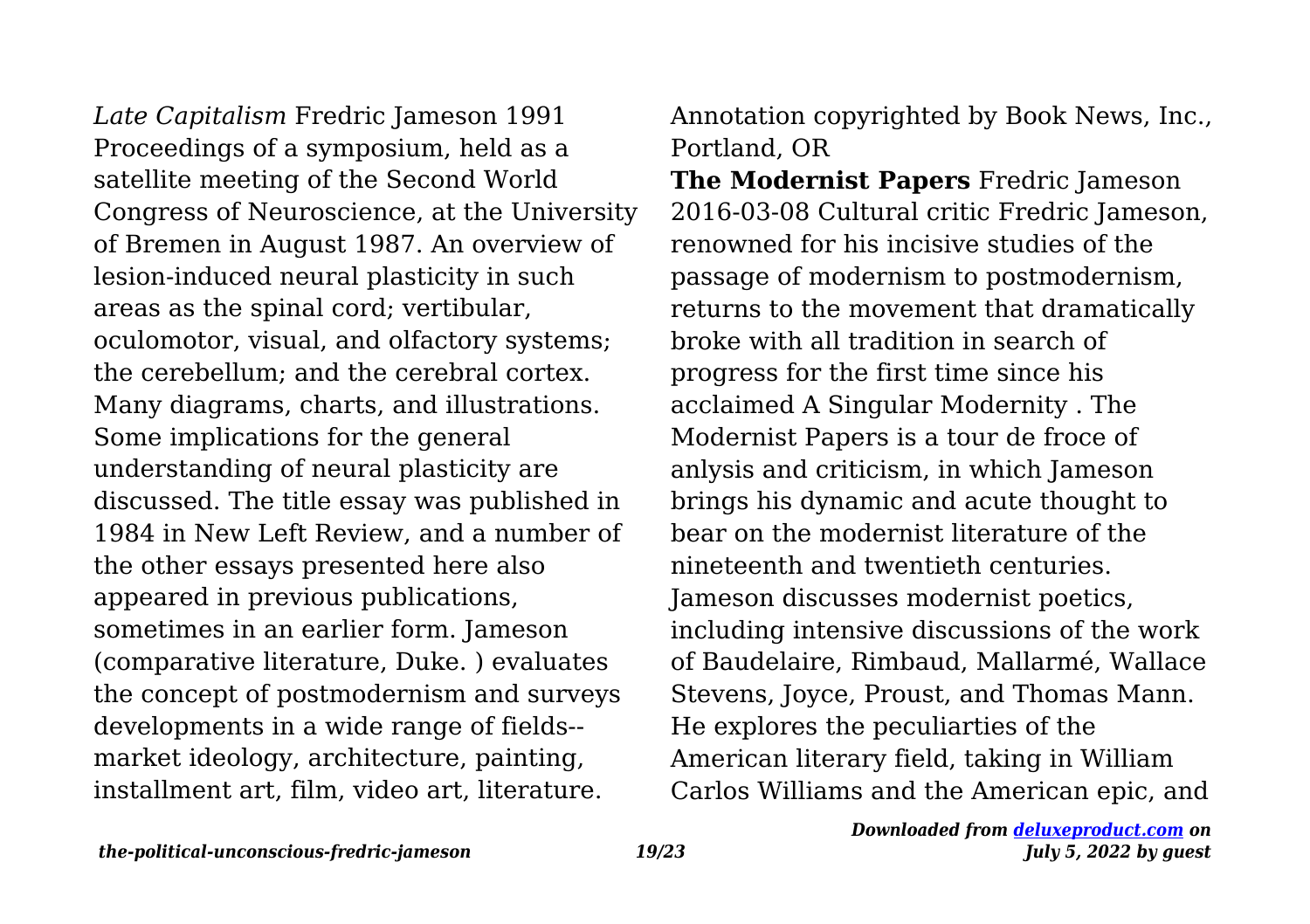*Late Capitalism* Fredric Jameson 1991 Proceedings of a symposium, held as a satellite meeting of the Second World Congress of Neuroscience, at the University of Bremen in August 1987. An overview of lesion-induced neural plasticity in such areas as the spinal cord; vertibular, oculomotor, visual, and olfactory systems; the cerebellum; and the cerebral cortex. Many diagrams, charts, and illustrations. Some implications for the general understanding of neural plasticity are discussed. The title essay was published in 1984 in New Left Review, and a number of the other essays presented here also appeared in previous publications, sometimes in an earlier form. Jameson (comparative literature, Duke. ) evaluates the concept of postmodernism and surveys developments in a wide range of fields-- market ideology, architecture, painting, installment art, film, video art, literature. Annotation copyrighted by Book News, Inc., Portland, OR

**The Modernist Papers** Fredric Jameson 2016-03-08 Cultural critic Fredric Jameson, renowned for his incisive studies of the passage of modernism to postmodernism, returns to the movement that dramatically broke with all tradition in search of progress for the first time since his acclaimed A Singular Modernity . The Modernist Papers is a tour de froce of anlysis and criticism, in which Jameson brings his dynamic and acute thought to bear on the modernist literature of the nineteenth and twentieth centuries. Jameson discusses modernist poetics, including intensive discussions of the work of Baudelaire, Rimbaud, Mallarmé, Wallace Stevens, Joyce, Proust, and Thomas Mann. He explores the peculiarties of the American literary field, taking in William Carlos Williams and the American epic, and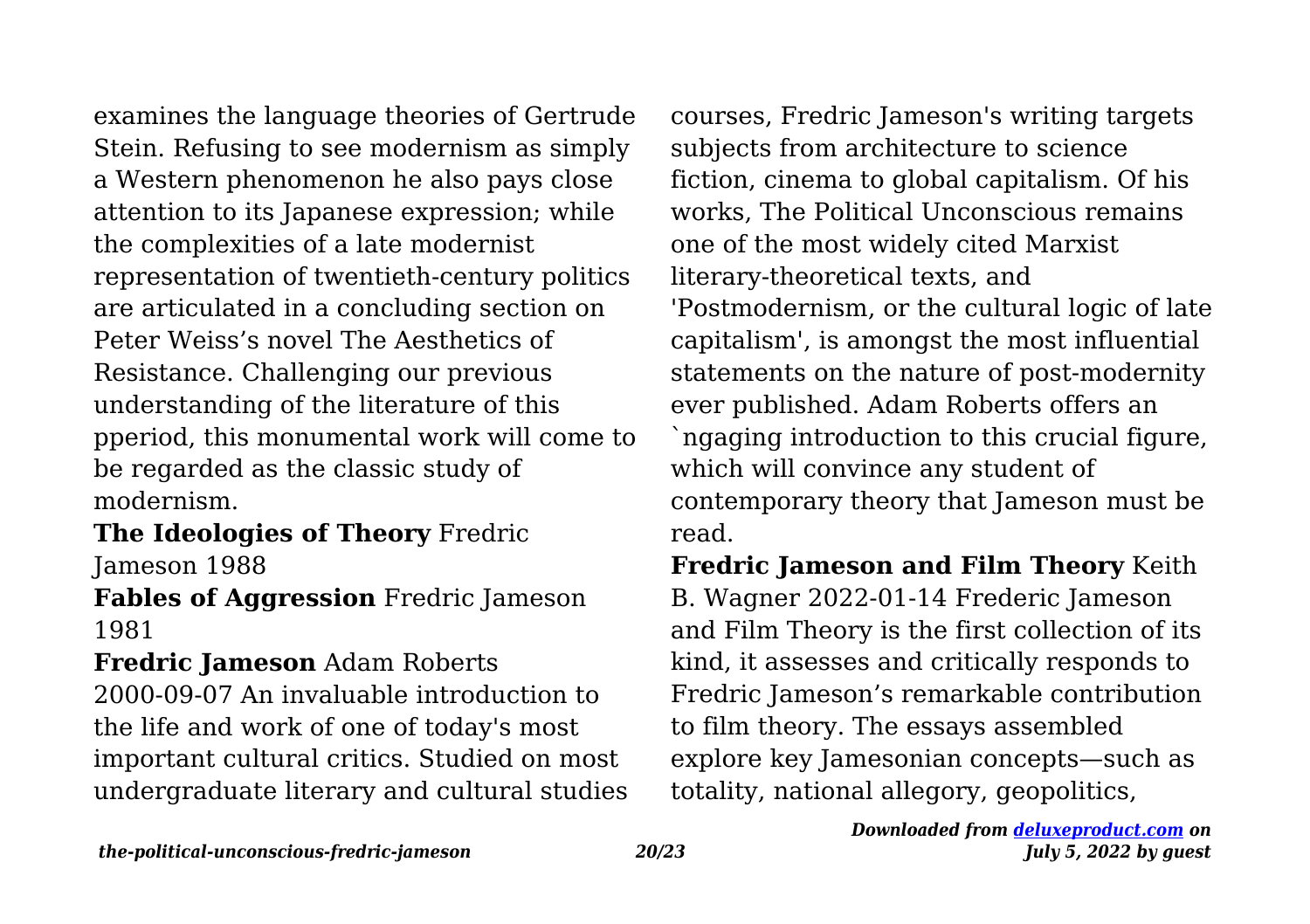examines the language theories of Gertrude Stein. Refusing to see modernism as simply a Western phenomenon he also pays close attention to its Japanese expression; while the complexities of a late modernist representation of twentieth-century politics are articulated in a concluding section on Peter Weiss’s novel The Aesthetics of Resistance. Challenging our previous understanding of the literature of this pperiod, this monumental work will come to be regarded as the classic study of modernism.

**The Ideologies of Theory** Fredric Jameson 1988

**Fables of Aggression** Fredric Jameson 1981

**Fredric Jameson** Adam Roberts 2000-09-07 An invaluable introduction to the life and work of one of today's most important cultural critics. Studied on most undergraduate literary and cultural studies courses, Fredric Jameson's writing targets subjects from architecture to science fiction, cinema to global capitalism. Of his works, The Political Unconscious remains one of the most widely cited Marxist literary-theoretical texts, and 'Postmodernism, or the cultural logic of late capitalism', is amongst the most influential statements on the nature of post-modernity ever published. Adam Roberts offers an `ngaging introduction to this crucial figure, which will convince any student of contemporary theory that Jameson must be read.

**Fredric Jameson and Film Theory** Keith B. Wagner 2022-01-14 Frederic Jameson and Film Theory is the first collection of its kind, it assesses and critically responds to Fredric Jameson’s remarkable contribution to film theory. The essays assembled explore key Jamesonian concepts—such as totality, national allegory, geopolitics,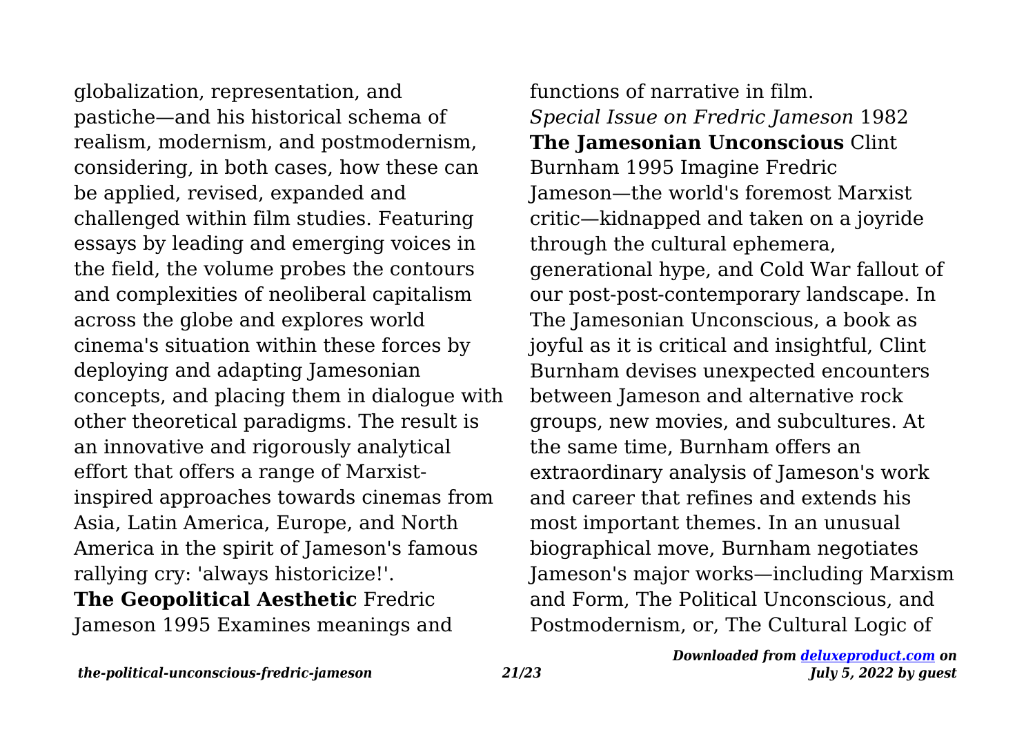globalization, representation, and pastiche—and his historical schema of realism, modernism, and postmodernism, considering, in both cases, how these can be applied, revised, expanded and challenged within film studies. Featuring essays by leading and emerging voices in the field, the volume probes the contours and complexities of neoliberal capitalism across the globe and explores world cinema's situation within these forces by deploying and adapting Jamesonian concepts, and placing them in dialogue with other theoretical paradigms. The result is an innovative and rigorously analytical effort that offers a range of Marxist-inspired approaches towards cinemas from Asia, Latin America, Europe, and North America in the spirit of Jameson's famous rallying cry: 'always historicize!'.

**The Geopolitical Aesthetic** Fredric Jameson 1995 Examines meanings and functions of narrative in film.

*Special Issue on Fredric Jameson* 1982

**The Jamesonian Unconscious** Clint Burnham 1995 Imagine Fredric Jameson—the world's foremost Marxist critic—kidnapped and taken on a joyride through the cultural ephemera, generational hype, and Cold War fallout of our post-post-contemporary landscape. In The Jamesonian Unconscious, a book as joyful as it is critical and insightful, Clint Burnham devises unexpected encounters between Jameson and alternative rock groups, new movies, and subcultures. At the same time, Burnham offers an extraordinary analysis of Jameson's work and career that refines and extends his most important themes. In an unusual biographical move, Burnham negotiates Jameson's major works—including Marxism and Form, The Political Unconscious, and Postmodernism, or, The Cultural Logic of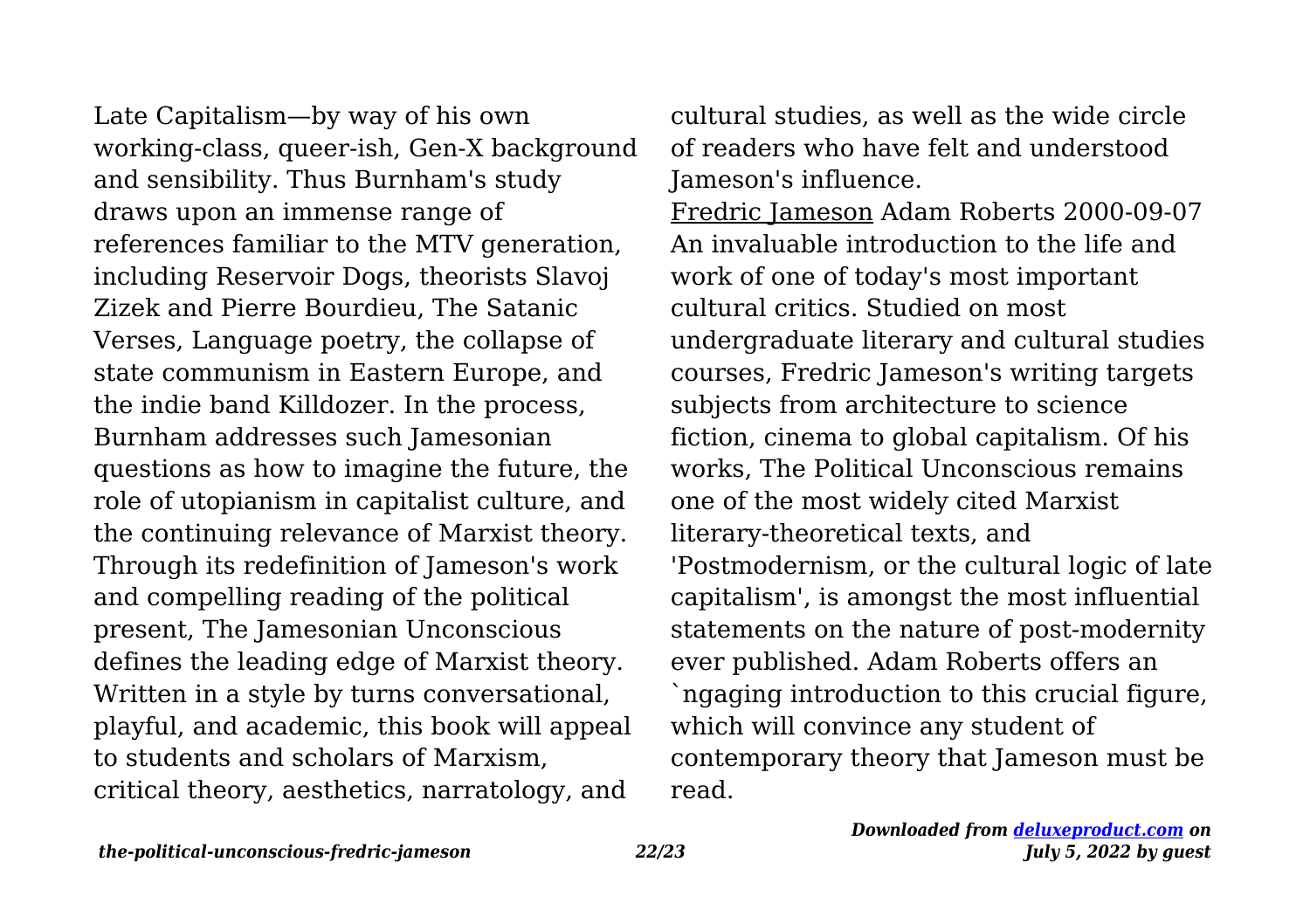Late Capitalism—by way of his own working-class, queer-ish, Gen-X background and sensibility. Thus Burnham's study draws upon an immense range of references familiar to the MTV generation, including Reservoir Dogs, theorists Slavoj Zizek and Pierre Bourdieu, The Satanic Verses, Language poetry, the collapse of state communism in Eastern Europe, and the indie band Killdozer. In the process, Burnham addresses such Jamesonian questions as how to imagine the future, the role of utopianism in capitalist culture, and the continuing relevance of Marxist theory. Through its redefinition of Jameson's work and compelling reading of the political present, The Jamesonian Unconscious defines the leading edge of Marxist theory. Written in a style by turns conversational, playful, and academic, this book will appeal to students and scholars of Marxism, critical theory, aesthetics, narratology, and cultural studies, as well as the wide circle of readers who have felt and understood Jameson's influence.

Fredric Jameson Adam Roberts 2000-09-07 An invaluable introduction to the life and work of one of today's most important cultural critics. Studied on most undergraduate literary and cultural studies courses, Fredric Jameson's writing targets subjects from architecture to science fiction, cinema to global capitalism. Of his works, The Political Unconscious remains one of the most widely cited Marxist literary-theoretical texts, and 'Postmodernism, or the cultural logic of late capitalism', is amongst the most influential statements on the nature of post-modernity ever published. Adam Roberts offers an `ngaging introduction to this crucial figure, which will convince any student of contemporary theory that Jameson must be read.